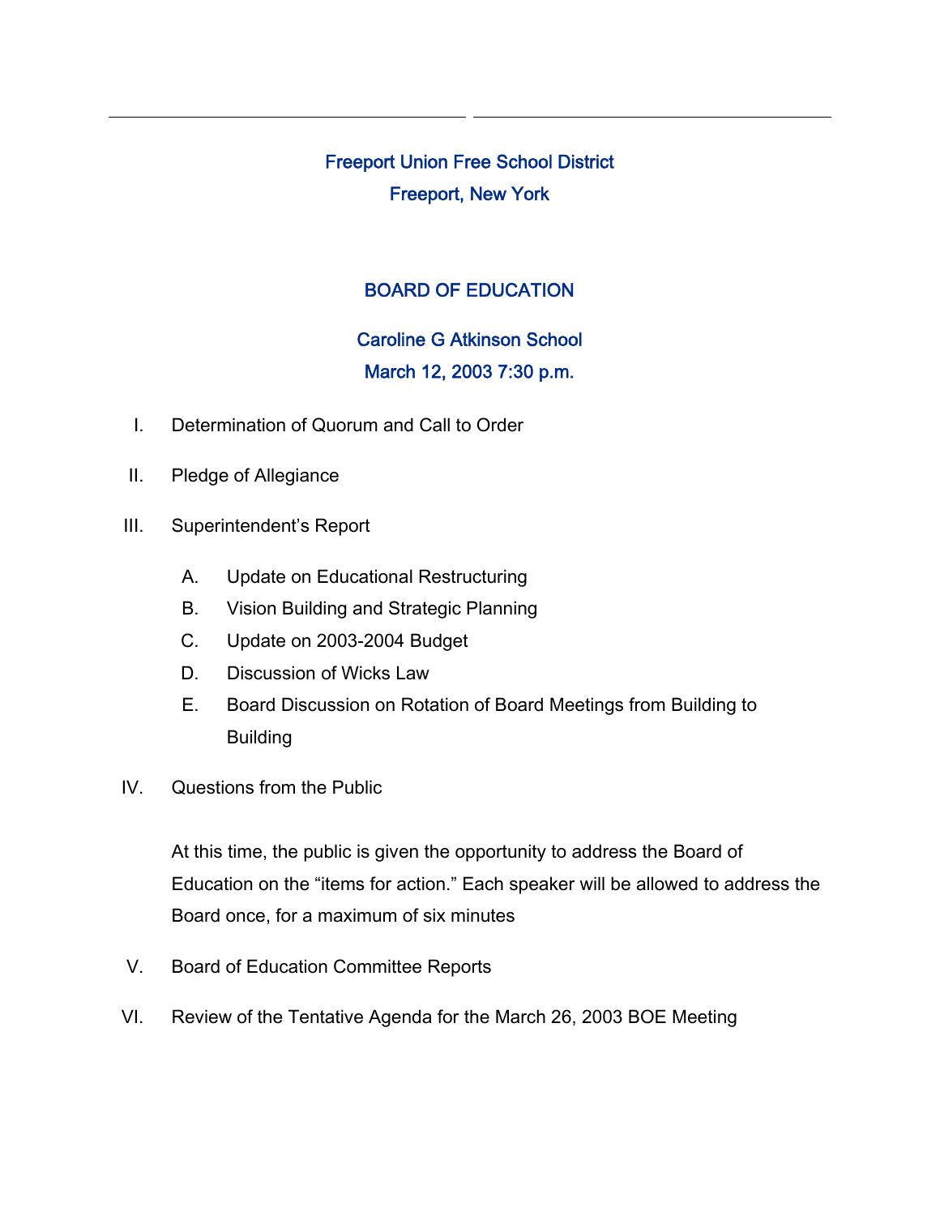# Freeport Union Free School District

## Freeport, New York

## BOARD OF EDUCATION

### Caroline G Atkinson School

### March 12, 2003 7:30 p.m.

I. Determination of Quorum and Call to Order

II. Pledge of Allegiance

III. Superintendent's Report

   A. Update on Educational Restructuring
   B. Vision Building and Strategic Planning
   C. Update on 2003-2004 Budget
   D. Discussion of Wicks Law
   E. Board Discussion on Rotation of Board Meetings from Building to Building

IV. Questions from the Public

   At this time, the public is given the opportunity to address the Board of Education on the "items for action." Each speaker will be allowed to address the Board once, for a maximum of six minutes

V. Board of Education Committee Reports

VI. Review of the Tentative Agenda for the March 26, 2003 BOE Meeting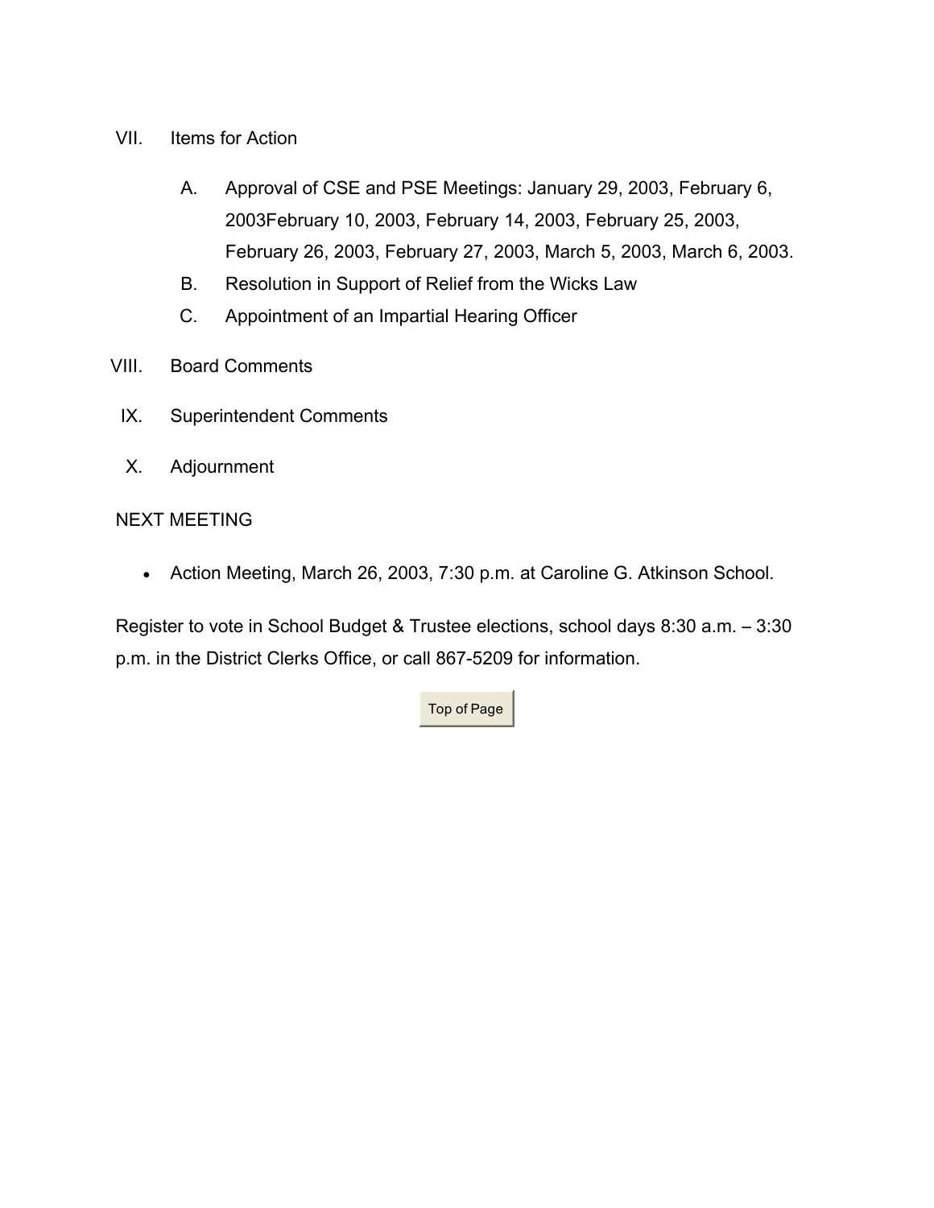VII. Items for Action

A. Approval of CSE and PSE Meetings: January 29, 2003, February 6, 2003February 10, 2003, February 14, 2003, February 25, 2003, February 26, 2003, February 27, 2003, March 5, 2003, March 6, 2003.

B. Resolution in Support of Relief from the Wicks Law

C. Appointment of an Impartial Hearing Officer

VIII. Board Comments

IX. Superintendent Comments

X. Adjournment

NEXT MEETING

- Action Meeting, March 26, 2003, 7:30 p.m. at Caroline G. Atkinson School.

Register to vote in School Budget & Trustee elections, school days 8:30 a.m. – 3:30 p.m. in the District Clerks Office, or call 867-5209 for information.

Top of Page